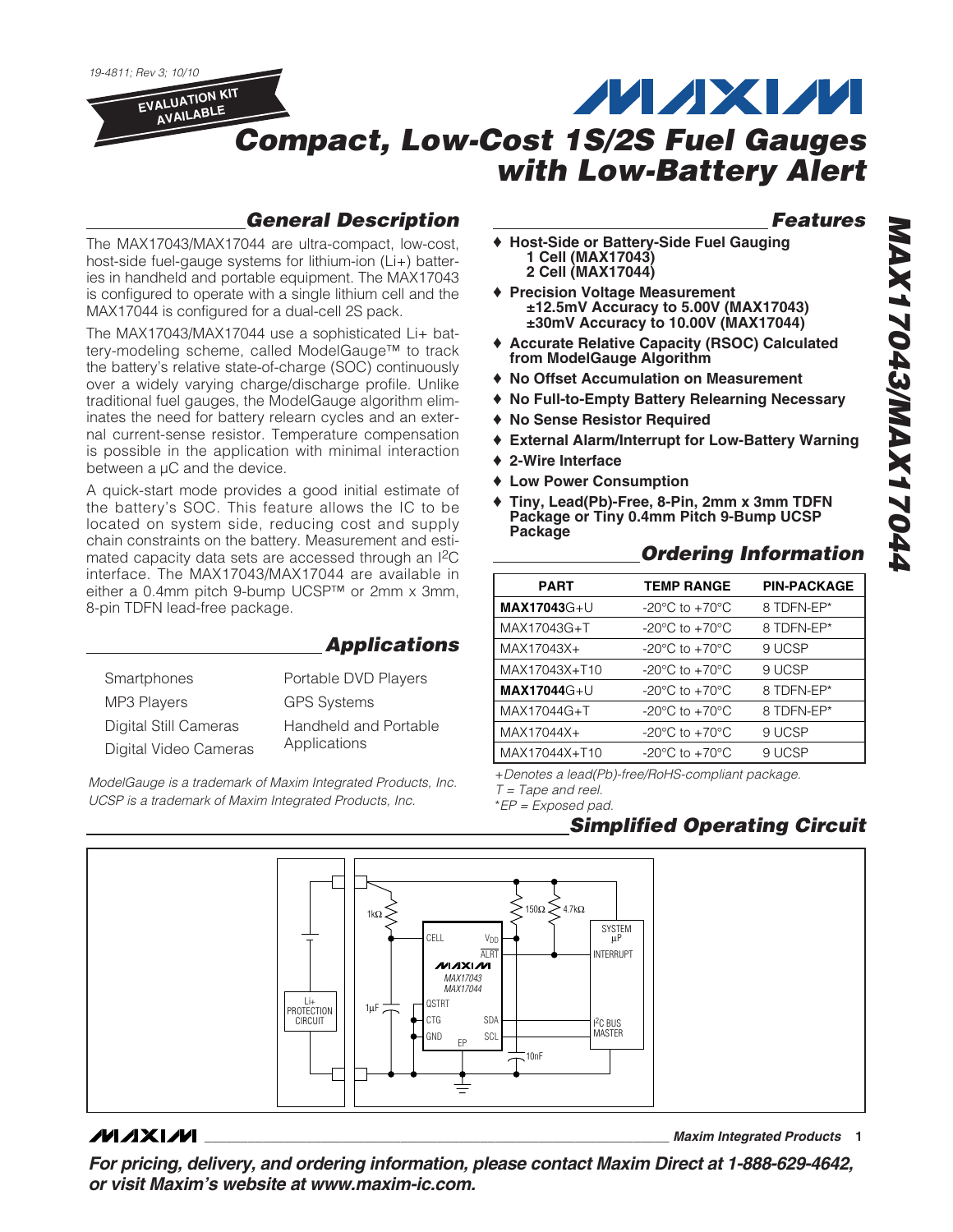19-4811; Rev 3; 10/10

EVALUATION KIT AVAILABLE

# Compact, Low-Cost 1S/2S Fuel Gauges with Low-Battery Alert

## MAX17043/MAX17044

## General Description

The MAX17043/MAX17044 are ultra-compact, low-cost, host-side fuel-gauge systems for lithium-ion (Li+) batteries in handheld and portable equipment. The MAX17043 is configured to operate with a single lithium cell and the MAX17044 is configured for a dual-cell 2S pack.

The MAX17043/MAX17044 use a sophisticated Li+ battery-modeling scheme, called ModelGauge™ to track the battery's relative state-of-charge (SOC) continuously over a widely varying charge/discharge profile. Unlike traditional fuel gauges, the ModelGauge algorithm eliminates the need for battery relearn cycles and an external current-sense resistor. Temperature compensation is possible in the application with minimal interaction between a μC and the device.

A quick-start mode provides a good initial estimate of the battery's SOC. This feature allows the IC to be located on system side, reducing cost and supply chain constraints on the battery. Measurement and estimated capacity data sets are accessed through an I²C interface. The MAX17043/MAX17044 are available in either a 0.4mm pitch 9-bump UCSP™ or 2mm x 3mm, 8-pin TDFN lead-free package.

## Applications

- Smartphones
- MP3 Players
- Digital Still Cameras
- Digital Video Cameras
- Portable DVD Players
- GPS Systems
- Handheld and Portable Applications

*ModelGauge is a trademark of Maxim Integrated Products, Inc.*
*UCSP is a trademark of Maxim Integrated Products, Inc.*

## Features

- ♦ **Host-Side or Battery-Side Fuel Gauging**
  - **1 Cell (MAX17043)**
  - **2 Cell (MAX17044)**
- ♦ **Precision Voltage Measurement**
  - **±12.5mV Accuracy to 5.00V (MAX17043)**
  - **±30mV Accuracy to 10.00V (MAX17044)**
- ♦ **Accurate Relative Capacity (RSOC) Calculated from ModelGauge Algorithm**
- ♦ **No Offset Accumulation on Measurement**
- ♦ **No Full-to-Empty Battery Relearning Necessary**
- ♦ **No Sense Resistor Required**
- ♦ **External Alarm/Interrupt for Low-Battery Warning**
- ♦ **2-Wire Interface**
- ♦ **Low Power Consumption**
- ♦ **Tiny, Lead(Pb)-Free, 8-Pin, 2mm x 3mm TDFN Package or Tiny 0.4mm Pitch 9-Bump UCSP Package**

## Ordering Information

| PART | TEMP RANGE | PIN-PACKAGE |
|---|---|---|
| **MAX17043**G+U | -20°C to +70°C | 8 TDFN-EP* |
| MAX17043G+T | -20°C to +70°C | 8 TDFN-EP* |
| MAX17043X+ | -20°C to +70°C | 9 UCSP |
| MAX17043X+T10 | -20°C to +70°C | 9 UCSP |
| **MAX17044**G+U | -20°C to +70°C | 8 TDFN-EP* |
| MAX17044G+T | -20°C to +70°C | 8 TDFN-EP* |
| MAX17044X+ | -20°C to +70°C | 9 UCSP |
| MAX17044X+T10 | -20°C to +70°C | 9 UCSP |

*+Denotes a lead(Pb)-free/RoHS-compliant package.*
*T = Tape and reel.*
**EP = Exposed pad.*

## Simplified Operating Circuit

*For pricing, delivery, and ordering information, please contact Maxim Direct at 1-888-629-4642, or visit Maxim's website at www.maxim-ic.com.*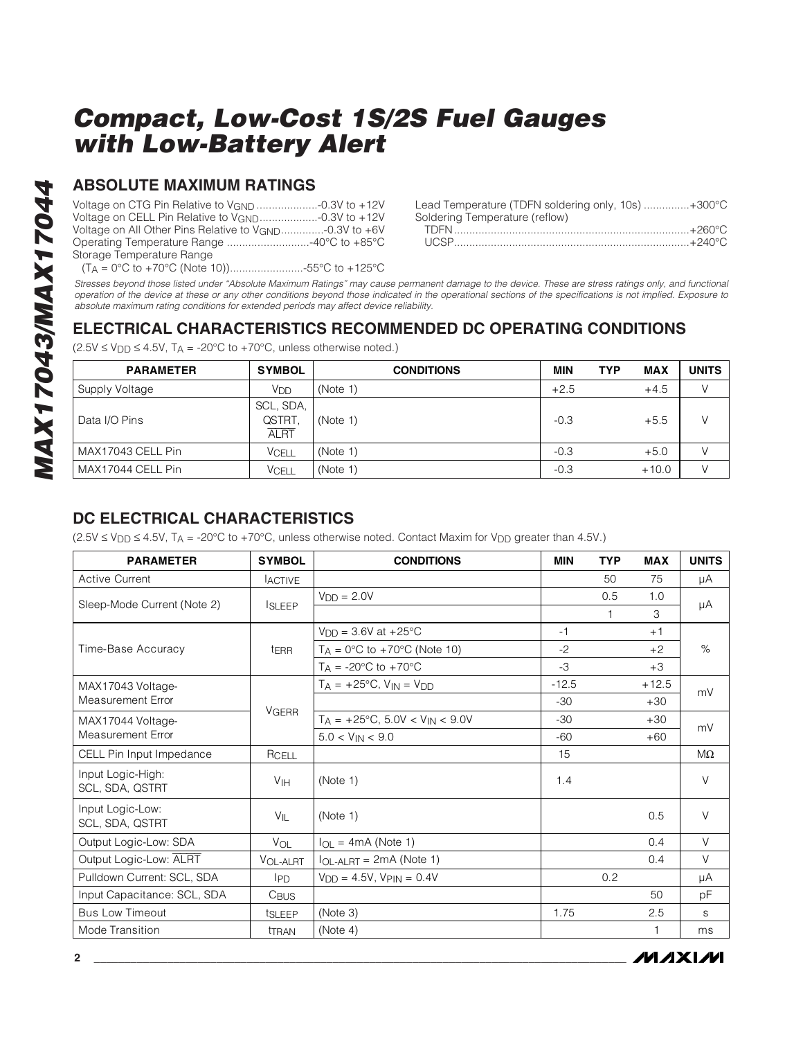## ABSOLUTE MAXIMUM RATINGS

Voltage on CTG Pin Relative to $V_{GND}$ ....................-0.3V to +12V
Voltage on CELL Pin Relative to $V_{GND}$ ...................-0.3V to +12V
Voltage on All Other Pins Relative to $V_{GND}$ ..............-0.3V to +6V
Operating Temperature Range ...........................-40°C to +85°C
Storage Temperature Range
($T_A$ = 0°C to +70°C (Note 10)).........................-55°C to +125°C

Lead Temperature (TDFN soldering only, 10s) ...............+300°C
Soldering Temperature (reflow)
TDFN ..............................................................................+260°C
UCSP..............................................................................+240°C

*Stresses beyond those listed under "Absolute Maximum Ratings" may cause permanent damage to the device. These are stress ratings only, and functional operation of the device at these or any other conditions beyond those indicated in the operational sections of the specifications is not implied. Exposure to absolute maximum rating conditions for extended periods may affect device reliability.*

## ELECTRICAL CHARACTERISTICS RECOMMENDED DC OPERATING CONDITIONS

(2.5V ≤ $V_{DD}$ ≤ 4.5V, $T_A$ = -20°C to +70°C, unless otherwise noted.)

| PARAMETER | SYMBOL | CONDITIONS | MIN | TYP | MAX | UNITS |
|---|---|---|---|---|---|---|
| Supply Voltage | $V_{DD}$ | (Note 1) | +2.5 | | +4.5 | V |
| Data I/O Pins | SCL, SDA, QSTRT, $\overline{ALRT}$ | (Note 1) | -0.3 | | +5.5 | V |
| MAX17043 CELL Pin | $V_{CELL}$ | (Note 1) | -0.3 | | +5.0 | V |
| MAX17044 CELL Pin | $V_{CELL}$ | (Note 1) | -0.3 | | +10.0 | V |

## DC ELECTRICAL CHARACTERISTICS

(2.5V ≤ $V_{DD}$ ≤ 4.5V, $T_A$ = -20°C to +70°C, unless otherwise noted. Contact Maxim for $V_{DD}$ greater than 4.5V.)

| PARAMETER | SYMBOL | CONDITIONS | MIN | TYP | MAX | UNITS |
|---|---|---|---|---|---|---|
| Active Current | $I_{ACTIVE}$ | | | 50 | 75 | µA |
| Sleep-Mode Current (Note 2) | $I_{SLEEP}$ | $V_{DD}$ = 2.0V | | 0.5 | 1.0 | µA |
| | | | | 1 | 3 | |
| Time-Base Accuracy | $t_{ERR}$ | $V_{DD}$ = 3.6V at +25°C | -1 | | +1 | % |
| | | $T_A$ = 0°C to +70°C (Note 10) | -2 | | +2 | |
| | | $T_A$ = -20°C to +70°C | -3 | | +3 | |
| MAX17043 Voltage-Measurement Error | $V_{GERR}$ | $T_A$ = +25°C, $V_{IN}$ = $V_{DD}$ | -12.5 | | +12.5 | mV |
| | | | -30 | | +30 | |
| MAX17044 Voltage-Measurement Error | | $T_A$ = +25°C, 5.0V < $V_{IN}$ < 9.0V | -30 | | +30 | mV |
| | | 5.0 < $V_{IN}$ < 9.0 | -60 | | +60 | |
| CELL Pin Input Impedance | $R_{CELL}$ | | 15 | | | MΩ |
| Input Logic-High: SCL, SDA, QSTRT | $V_{IH}$ | (Note 1) | 1.4 | | | V |
| Input Logic-Low: SCL, SDA, QSTRT | $V_{IL}$ | (Note 1) | | | 0.5 | V |
| Output Logic-Low: SDA | $V_{OL}$ | $I_{OL}$ = 4mA (Note 1) | | | 0.4 | V |
| Output Logic-Low: $\overline{ALRT}$ | $V_{OL-ALRT}$ | $I_{OL-ALRT}$ = 2mA (Note 1) | | | 0.4 | V |
| Pulldown Current: SCL, SDA | $I_{PD}$ | $V_{DD}$ = 4.5V, $V_{PIN}$ = 0.4V | | 0.2 | | µA |
| Input Capacitance: SCL, SDA | $C_{BUS}$ | | | | 50 | pF |
| Bus Low Timeout | $t_{SLEEP}$ | (Note 3) | 1.75 | | 2.5 | s |
| Mode Transition | $t_{TRAN}$ | (Note 4) | | | 1 | ms |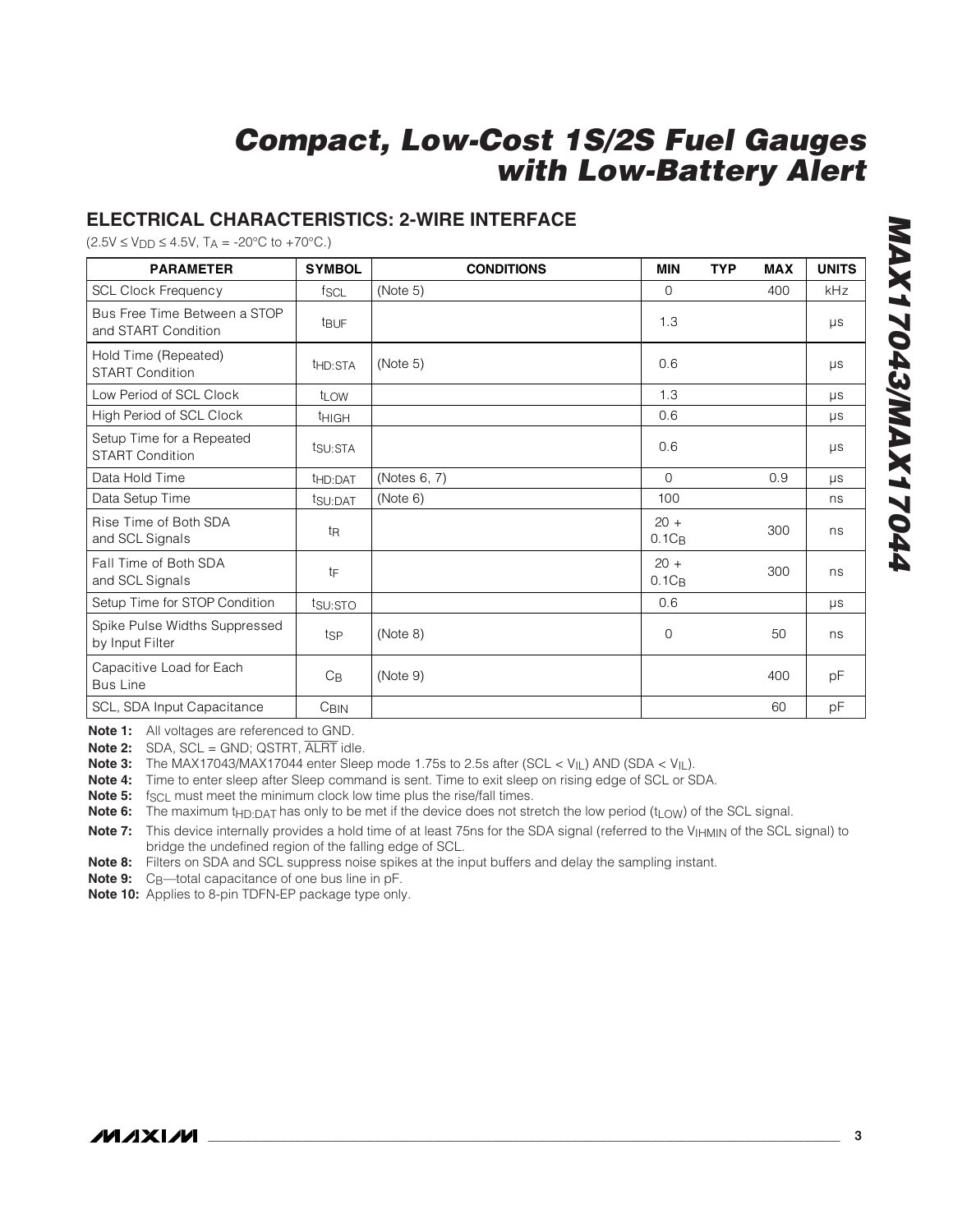## ELECTRICAL CHARACTERISTICS: 2-WIRE INTERFACE

($2.5V \leq V_{DD} \leq 4.5V$, $T_A$ = -20°C to +70°C.)

| PARAMETER | SYMBOL | CONDITIONS | MIN | TYP | MAX | UNITS |
|---|---|---|---|---|---|---|
| SCL Clock Frequency | $f_{SCL}$ | (Note 5) | 0 | | 400 | kHz |
| Bus Free Time Between a STOP and START Condition | $t_{BUF}$ | | 1.3 | | | µs |
| Hold Time (Repeated) START Condition | $t_{HD:STA}$ | (Note 5) | 0.6 | | | µs |
| Low Period of SCL Clock | $t_{LOW}$ | | 1.3 | | | µs |
| High Period of SCL Clock | $t_{HIGH}$ | | 0.6 | | | µs |
| Setup Time for a Repeated START Condition | $t_{SU:STA}$ | | 0.6 | | | µs |
| Data Hold Time | $t_{HD:DAT}$ | (Notes 6, 7) | 0 | | 0.9 | µs |
| Data Setup Time | $t_{SU:DAT}$ | (Note 6) | 100 | | | ns |
| Rise Time of Both SDA and SCL Signals | $t_R$ | | $20 + 0.1C_B$ | | 300 | ns |
| Fall Time of Both SDA and SCL Signals | $t_F$ | | $20 + 0.1C_B$ | | 300 | ns |
| Setup Time for STOP Condition | $t_{SU:STO}$ | | 0.6 | | | µs |
| Spike Pulse Widths Suppressed by Input Filter | $t_{SP}$ | (Note 8) | 0 | | 50 | ns |
| Capacitive Load for Each Bus Line | $C_B$ | (Note 9) | | | 400 | pF |
| SCL, SDA Input Capacitance | $C_{BIN}$ | | | | 60 | pF |

**Note 1:** All voltages are referenced to GND.

**Note 2:** SDA, SCL = GND; QSTRT, $\overline{ALRT}$ idle.

**Note 3:** The MAX17043/MAX17044 enter Sleep mode 1.75s to 2.5s after (SCL < $V_{IL}$) AND (SDA < $V_{IL}$).

**Note 4:** Time to enter sleep after Sleep command is sent. Time to exit sleep on rising edge of SCL or SDA.

**Note 5:** $f_{SCL}$ must meet the minimum clock low time plus the rise/fall times.

**Note 6:** The maximum $t_{HD:DAT}$ has only to be met if the device does not stretch the low period ($t_{LOW}$) of the SCL signal.

**Note 7:** This device internally provides a hold time of at least 75ns for the SDA signal (referred to the $V_{IHMIN}$ of the SCL signal) to bridge the undefined region of the falling edge of SCL.

**Note 8:** Filters on SDA and SCL suppress noise spikes at the input buffers and delay the sampling instant.

**Note 9:** $C_B$—total capacitance of one bus line in pF.

**Note 10:** Applies to 8-pin TDFN-EP package type only.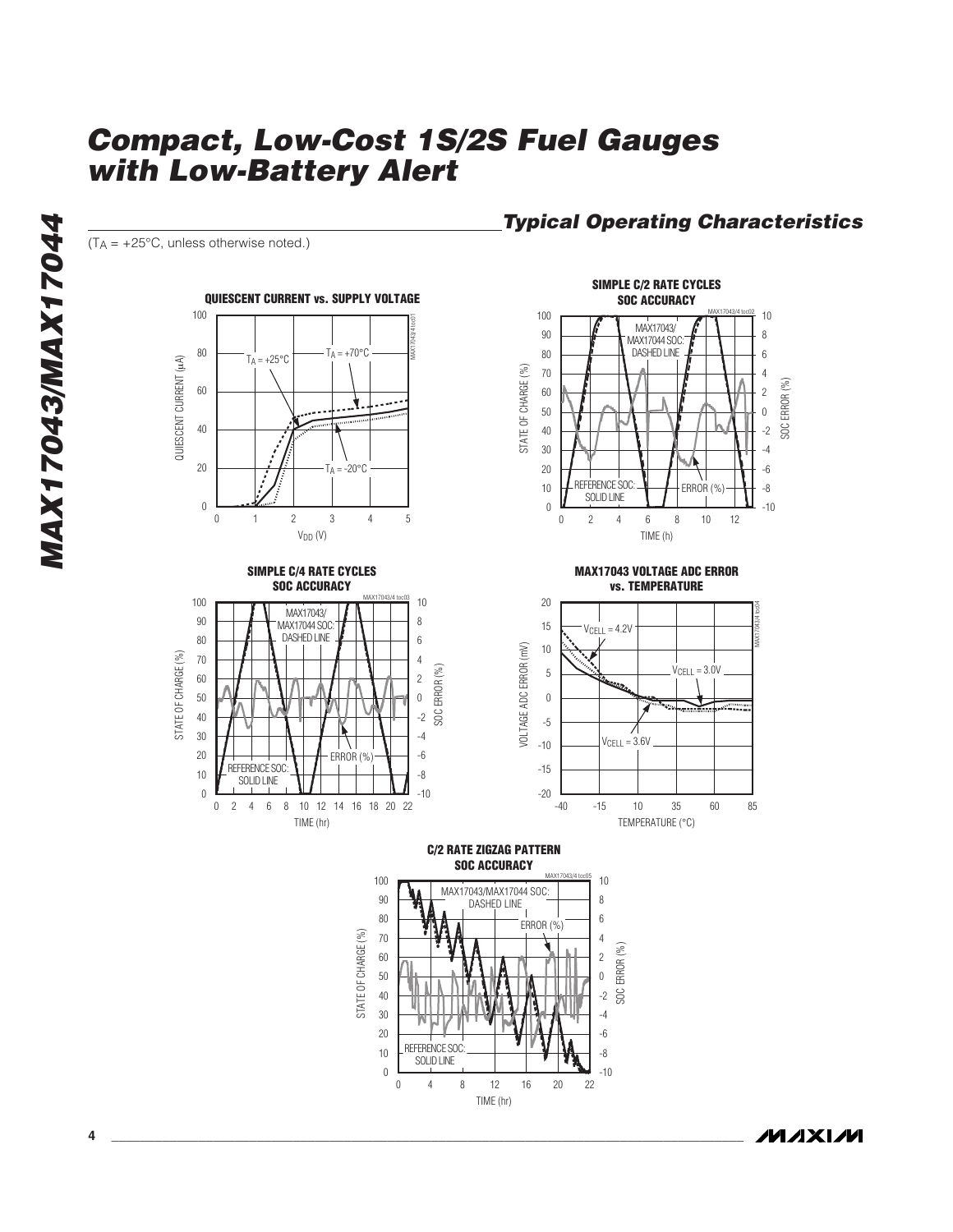## Typical Operating Characteristics

($T_A$ = +25°C, unless otherwise noted.)

**QUIESCENT CURRENT vs. SUPPLY VOLTAGE**

**SIMPLE C/2 RATE CYCLES SOC ACCURACY**

**SIMPLE C/4 RATE CYCLES SOC ACCURACY**

**MAX17043 VOLTAGE ADC ERROR vs. TEMPERATURE**

**C/2 RATE ZIGZAG PATTERN SOC ACCURACY**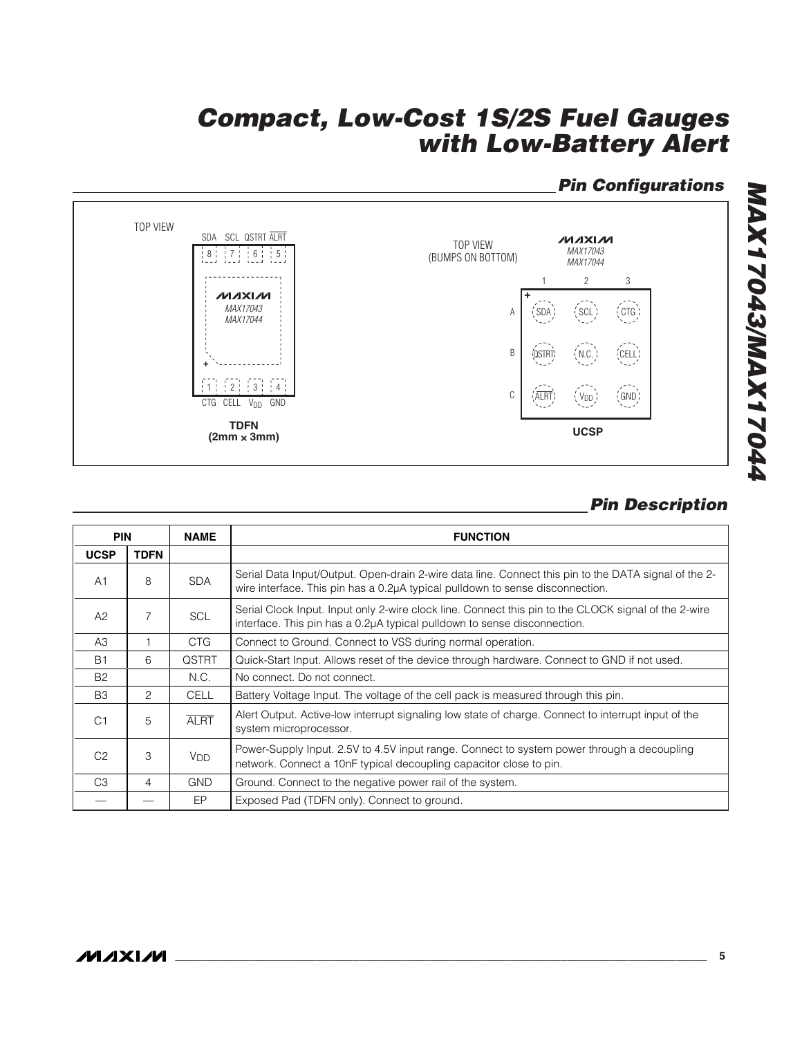## Pin Configurations

TOP VIEW

SDA SCL QSTRT $\overline{ALRT}$

8 7 6 5

MAXIM
MAX17043
MAX17044

1 2 3 4

CTG CELL $V_{DD}$ GND

**TDFN (2mm × 3mm)**

TOP VIEW (BUMPS ON BOTTOM)

MAXIM
MAX17043
MAX17044

| | 1 | 2 | 3 |
|---|---|---|---|
| A | SDA | SCL | CTG |
| B | QSTRT | N.C. | CELL |
| C | $\overline{ALRT}$ | $V_{DD}$ | GND |

**UCSP**

## Pin Description

| PIN | | NAME | FUNCTION |
|---|---|---|---|
| UCSP | TDFN | | |
| A1 | 8 | SDA | Serial Data Input/Output. Open-drain 2-wire data line. Connect this pin to the DATA signal of the 2-wire interface. This pin has a 0.2µA typical pulldown to sense disconnection. |
| A2 | 7 | SCL | Serial Clock Input. Input only 2-wire clock line. Connect this pin to the CLOCK signal of the 2-wire interface. This pin has a 0.2µA typical pulldown to sense disconnection. |
| A3 | 1 | CTG | Connect to Ground. Connect to VSS during normal operation. |
| B1 | 6 | QSTRT | Quick-Start Input. Allows reset of the device through hardware. Connect to GND if not used. |
| B2 | | N.C. | No connect. Do not connect. |
| B3 | 2 | CELL | Battery Voltage Input. The voltage of the cell pack is measured through this pin. |
| C1 | 5 | $\overline{ALRT}$ | Alert Output. Active-low interrupt signaling low state of charge. Connect to interrupt input of the system microprocessor. |
| C2 | 3 | $V_{DD}$ | Power-Supply Input. 2.5V to 4.5V input range. Connect to system power through a decoupling network. Connect a 10nF typical decoupling capacitor close to pin. |
| C3 | 4 | GND | Ground. Connect to the negative power rail of the system. |
| — | — | EP | Exposed Pad (TDFN only). Connect to ground. |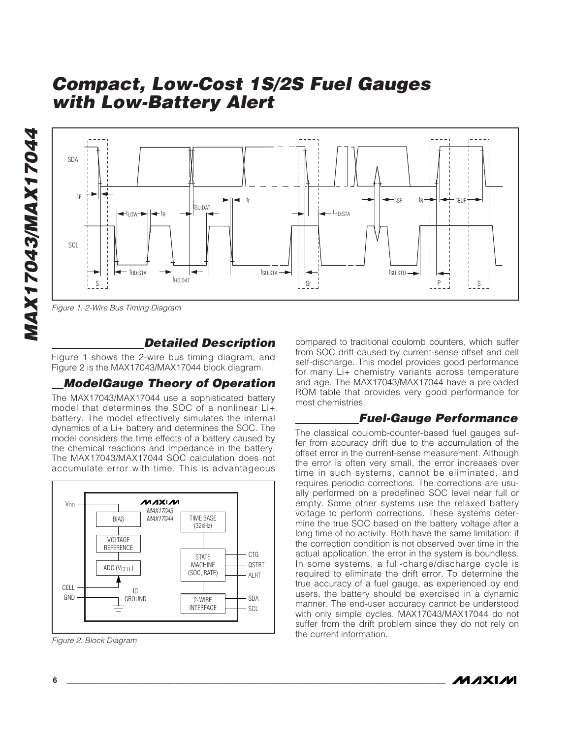Figure 1. 2-Wire Bus Timing Diagram

## Detailed Description

Figure 1 shows the 2-wire bus timing diagram, and Figure 2 is the MAX17043/MAX17044 block diagram.

## ModelGauge Theory of Operation

The MAX17043/MAX17044 use a sophisticated battery model that determines the SOC of a nonlinear Li+ battery. The model effectively simulates the internal dynamics of a Li+ battery and determines the SOC. The model considers the time effects of a battery caused by the chemical reactions and impedance in the battery. The MAX17043/MAX17044 SOC calculation does not accumulate error with time. This is advantageous compared to traditional coulomb counters, which suffer from SOC drift caused by current-sense offset and cell self-discharge. This model provides good performance for many Li+ chemistry variants across temperature and age. The MAX17043/MAX17044 have a preloaded ROM table that provides very good performance for most chemistries.

Figure 2. Block Diagram

## Fuel-Gauge Performance

The classical coulomb-counter-based fuel gauges suffer from accuracy drift due to the accumulation of the offset error in the current-sense measurement. Although the error is often very small, the error increases over time in such systems, cannot be eliminated, and requires periodic corrections. The corrections are usually performed on a predefined SOC level near full or empty. Some other systems use the relaxed battery voltage to perform corrections. These systems determine the true SOC based on the battery voltage after a long time of no activity. Both have the same limitation: if the correction condition is not observed over time in the actual application, the error in the system is boundless. In some systems, a full-charge/discharge cycle is required to eliminate the drift error. To determine the true accuracy of a fuel gauge, as experienced by end users, the battery should be exercised in a dynamic manner. The end-user accuracy cannot be understood with only simple cycles. MAX17043/MAX17044 do not suffer from the drift problem since they do not rely on the current information.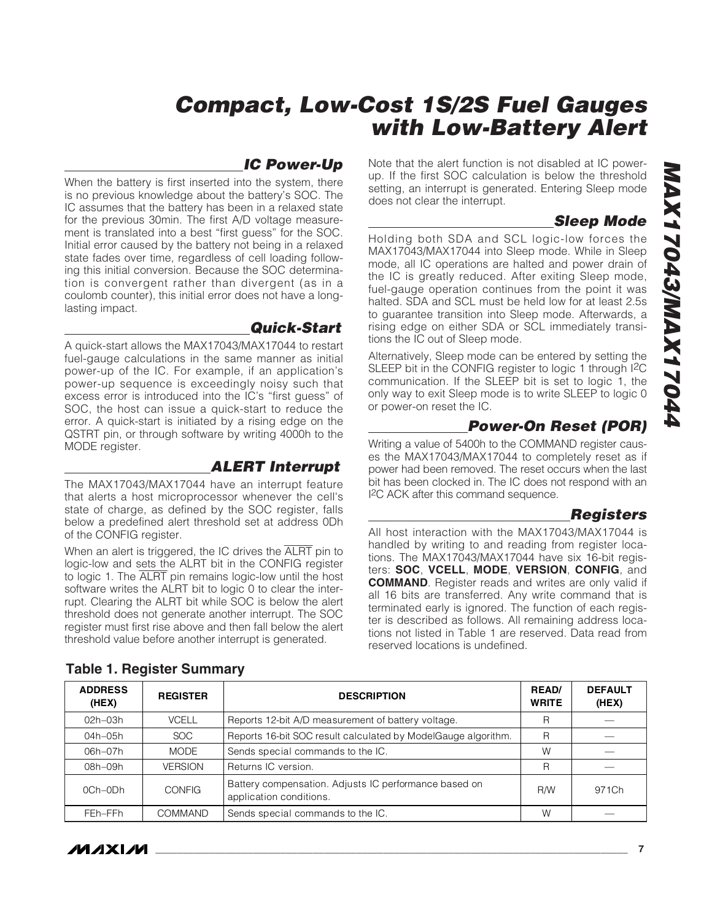## IC Power-Up

When the battery is first inserted into the system, there is no previous knowledge about the battery's SOC. The IC assumes that the battery has been in a relaxed state for the previous 30min. The first A/D voltage measurement is translated into a best "first guess" for the SOC. Initial error caused by the battery not being in a relaxed state fades over time, regardless of cell loading following this initial conversion. Because the SOC determination is convergent rather than divergent (as in a coulomb counter), this initial error does not have a long-lasting impact.

## Quick-Start

A quick-start allows the MAX17043/MAX17044 to restart fuel-gauge calculations in the same manner as initial power-up of the IC. For example, if an application's power-up sequence is exceedingly noisy such that excess error is introduced into the IC's "first guess" of SOC, the host can issue a quick-start to reduce the error. A quick-start is initiated by a rising edge on the QSTRT pin, or through software by writing 4000h to the MODE register.

## ALERT Interrupt

The MAX17043/MAX17044 have an interrupt feature that alerts a host microprocessor whenever the cell's state of charge, as defined by the SOC register, falls below a predefined alert threshold set at address 0Dh of the CONFIG register.

When an alert is triggered, the IC drives the $\overline{\text{ALRT}}$ pin to logic-low and sets the ALRT bit in the CONFIG register to logic 1. The $\overline{\text{ALRT}}$ pin remains logic-low until the host software writes the ALRT bit to logic 0 to clear the interrupt. Clearing the ALRT bit while SOC is below the alert threshold does not generate another interrupt. The SOC register must first rise above and then fall below the alert threshold value before another interrupt is generated.

Note that the alert function is not disabled at IC power-up. If the first SOC calculation is below the threshold setting, an interrupt is generated. Entering Sleep mode does not clear the interrupt.

## Sleep Mode

Holding both SDA and SCL logic-low forces the MAX17043/MAX17044 into Sleep mode. While in Sleep mode, all IC operations are halted and power drain of the IC is greatly reduced. After exiting Sleep mode, fuel-gauge operation continues from the point it was halted. SDA and SCL must be held low for at least 2.5s to guarantee transition into Sleep mode. Afterwards, a rising edge on either SDA or SCL immediately transitions the IC out of Sleep mode.

Alternatively, Sleep mode can be entered by setting the SLEEP bit in the CONFIG register to logic 1 through I2C communication. If the SLEEP bit is set to logic 1, the only way to exit Sleep mode is to write SLEEP to logic 0 or power-on reset the IC.

## Power-On Reset (POR)

Writing a value of 5400h to the COMMAND register causes the MAX17043/MAX17044 to completely reset as if power had been removed. The reset occurs when the last bit has been clocked in. The IC does not respond with an I2C ACK after this command sequence.

## Registers

All host interaction with the MAX17043/MAX17044 is handled by writing to and reading from register locations. The MAX17043/MAX17044 have six 16-bit registers: **SOC**, **VCELL**, **MODE**, **VERSION**, **CONFIG**, and **COMMAND**. Register reads and writes are only valid if all 16 bits are transferred. Any write command that is terminated early is ignored. The function of each register is described as follows. All remaining address locations not listed in Table 1 are reserved. Data read from reserved locations is undefined.

**Table 1. Register Summary**

| ADDRESS (HEX) | REGISTER | DESCRIPTION | READ/ WRITE | DEFAULT (HEX) |
|---|---|---|---|---|
| 02h–03h | VCELL | Reports 12-bit A/D measurement of battery voltage. | R | — |
| 04h–05h | SOC | Reports 16-bit SOC result calculated by ModelGauge algorithm. | R | — |
| 06h–07h | MODE | Sends special commands to the IC. | W | — |
| 08h–09h | VERSION | Returns IC version. | R | — |
| 0Ch–0Dh | CONFIG | Battery compensation. Adjusts IC performance based on application conditions. | R/W | 971Ch |
| FEh–FFh | COMMAND | Sends special commands to the IC. | W | — |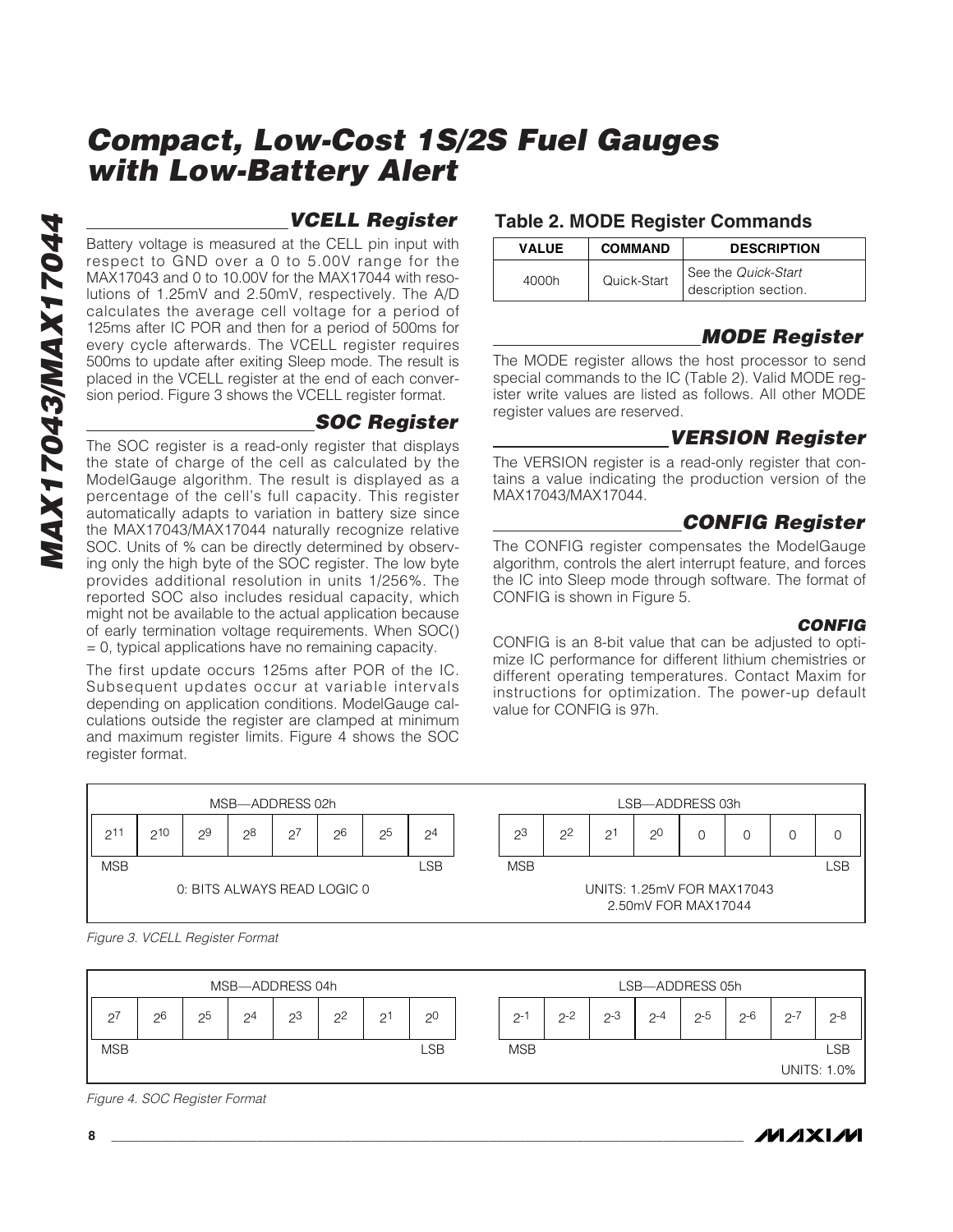## VCELL Register

Battery voltage is measured at the CELL pin input with respect to GND over a 0 to 5.00V range for the MAX17043 and 0 to 10.00V for the MAX17044 with resolutions of 1.25mV and 2.50mV, respectively. The A/D calculates the average cell voltage for a period of 125ms after IC POR and then for a period of 500ms for every cycle afterwards. The VCELL register requires 500ms to update after exiting Sleep mode. The result is placed in the VCELL register at the end of each conversion period. Figure 3 shows the VCELL register format.

## SOC Register

The SOC register is a read-only register that displays the state of charge of the cell as calculated by the ModelGauge algorithm. The result is displayed as a percentage of the cell's full capacity. This register automatically adapts to variation in battery size since the MAX17043/MAX17044 naturally recognize relative SOC. Units of % can be directly determined by observing only the high byte of the SOC register. The low byte provides additional resolution in units 1/256%. The reported SOC also includes residual capacity, which might not be available to the actual application because of early termination voltage requirements. When SOC() = 0, typical applications have no remaining capacity.

The first update occurs 125ms after POR of the IC. Subsequent updates occur at variable intervals depending on application conditions. ModelGauge calculations outside the register are clamped at minimum and maximum register limits. Figure 4 shows the SOC register format.

**Table 2. MODE Register Commands**

| VALUE | COMMAND | DESCRIPTION |
|---|---|---|
| 4000h | Quick-Start | See the *Quick-Start* description section. |

## MODE Register

The MODE register allows the host processor to send special commands to the IC (Table 2). Valid MODE register write values are listed as follows. All other MODE register values are reserved.

## VERSION Register

The VERSION register is a read-only register that contains a value indicating the production version of the MAX17043/MAX17044.

## CONFIG Register

The CONFIG register compensates the ModelGauge algorithm, controls the alert interrupt feature, and forces the IC into Sleep mode through software. The format of CONFIG is shown in Figure 5.

### CONFIG

CONFIG is an 8-bit value that can be adjusted to optimize IC performance for different lithium chemistries or different operating temperatures. Contact Maxim for instructions for optimization. The power-up default value for CONFIG is 97h.

| MSB—ADDRESS 02h | | | | | | | |
|---|---|---|---|---|---|---|---|
| $2^{11}$ | $2^{10}$ | $2^{9}$ | $2^{8}$ | $2^{7}$ | $2^{6}$ | $2^{5}$ | $2^{4}$ |
| MSB | | | | | | | LSB |

| LSB—ADDRESS 03h | | | | | | | |
|---|---|---|---|---|---|---|---|
| $2^{3}$ | $2^{2}$ | $2^{1}$ | $2^{0}$ | 0 | 0 | 0 | 0 |
| MSB | | | | | | | LSB |

0: BITS ALWAYS READ LOGIC 0

UNITS: 1.25mV FOR MAX17043
2.50mV FOR MAX17044

*Figure 3. VCELL Register Format*

| MSB—ADDRESS 04h | | | | | | | |
|---|---|---|---|---|---|---|---|
| $2^{7}$ | $2^{6}$ | $2^{5}$ | $2^{4}$ | $2^{3}$ | $2^{2}$ | $2^{1}$ | $2^{0}$ |
| MSB | | | | | | | LSB |

| LSB—ADDRESS 05h | | | | | | | |
|---|---|---|---|---|---|---|---|
| $2^{-1}$ | $2^{-2}$ | $2^{-3}$ | $2^{-4}$ | $2^{-5}$ | $2^{-6}$ | $2^{-7}$ | $2^{-8}$ |
| MSB | | | | | | | LSB |

UNITS: 1.0%

*Figure 4. SOC Register Format*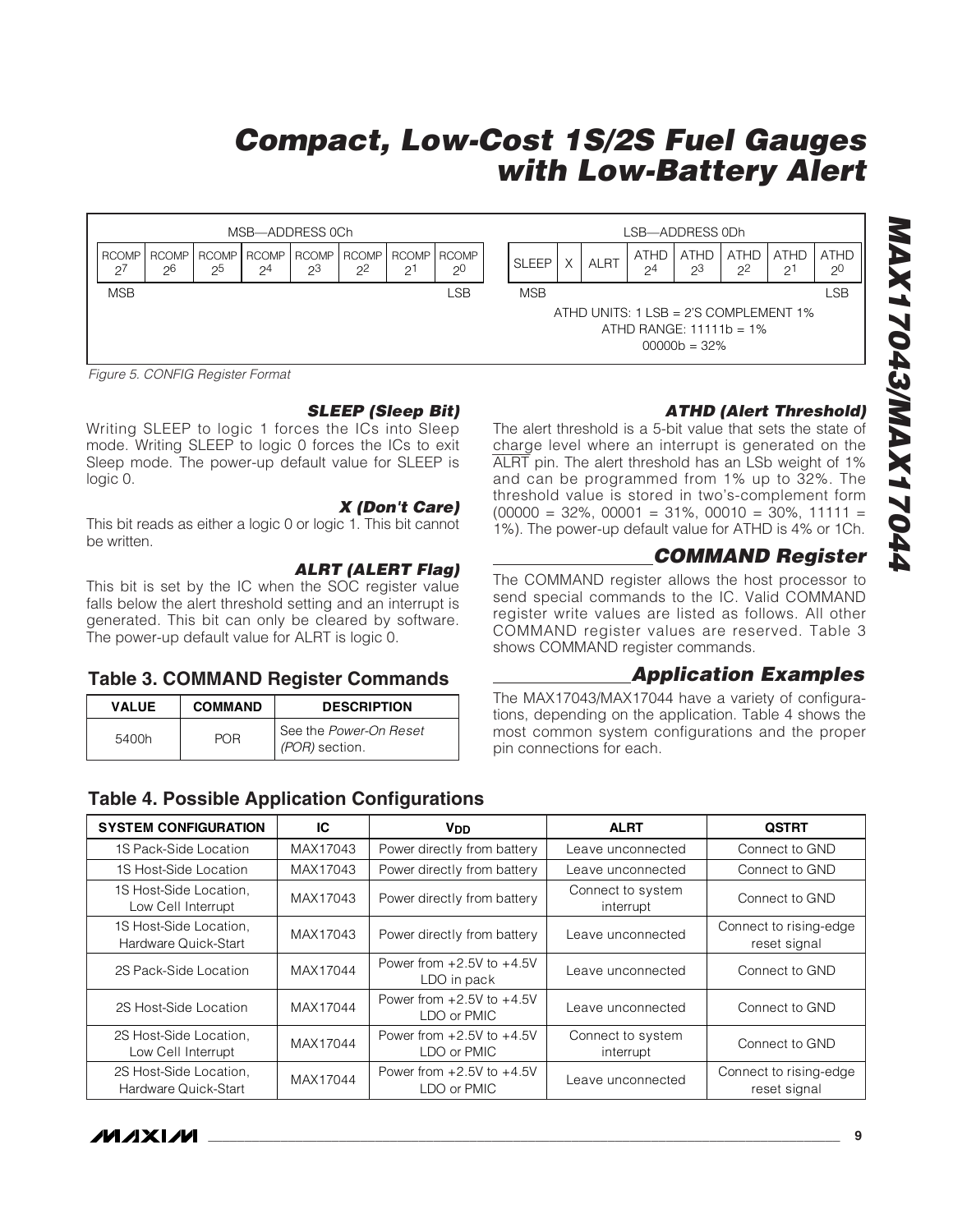| MSB—ADDRESS 0Ch | | | | | | | |
|---|---|---|---|---|---|---|---|
| RCOMP $2^7$ | RCOMP $2^6$ | RCOMP $2^5$ | RCOMP $2^4$ | RCOMP $2^3$ | RCOMP $2^2$ | RCOMP $2^1$ | RCOMP $2^0$ |
| MSB | | | | | | | LSB |

| LSB—ADDRESS 0Dh | | | | | | | |
|---|---|---|---|---|---|---|---|
| SLEEP | X | ALRT | ATHD $2^4$ | ATHD $2^3$ | ATHD $2^2$ | ATHD $2^1$ | ATHD $2^0$ |
| MSB | | | | | | | LSB |

ATHD UNITS: 1 LSB = 2'S COMPLEMENT 1%
ATHD RANGE: 11111b = 1%
00000b = 32%

*Figure 5. CONFIG Register Format*

### *SLEEP (Sleep Bit)*

Writing SLEEP to logic 1 forces the ICs into Sleep mode. Writing SLEEP to logic 0 forces the ICs to exit Sleep mode. The power-up default value for SLEEP is logic 0.

### *X (Don't Care)*

This bit reads as either a logic 0 or logic 1. This bit cannot be written.

### *ALRT (ALERT Flag)*

This bit is set by the IC when the SOC register value falls below the alert threshold setting and an interrupt is generated. This bit can only be cleared by software. The power-up default value for ALRT is logic 0.

### Table 3. COMMAND Register Commands

| VALUE | COMMAND | DESCRIPTION |
|---|---|---|
| 5400h | POR | See the *Power-On Reset (POR)* section. |

### *ATHD (Alert Threshold)*

The alert threshold is a 5-bit value that sets the state of charge level where an interrupt is generated on the ALRT pin. The alert threshold has an LSb weight of 1% and can be programmed from 1% up to 32%. The threshold value is stored in two's-complement form (00000 = 32%, 00001 = 31%, 00010 = 30%, 11111 = 1%). The power-up default value for ATHD is 4% or 1Ch.

## *COMMAND Register*

The COMMAND register allows the host processor to send special commands to the IC. Valid COMMAND register write values are listed as follows. All other COMMAND register values are reserved. Table 3 shows COMMAND register commands.

## *Application Examples*

The MAX17043/MAX17044 have a variety of configurations, depending on the application. Table 4 shows the most common system configurations and the proper pin connections for each.

### Table 4. Possible Application Configurations

| SYSTEM CONFIGURATION | IC | $V_{DD}$ | ALRT | QSTRT |
|---|---|---|---|---|
| 1S Pack-Side Location | MAX17043 | Power directly from battery | Leave unconnected | Connect to GND |
| 1S Host-Side Location | MAX17043 | Power directly from battery | Leave unconnected | Connect to GND |
| 1S Host-Side Location, Low Cell Interrupt | MAX17043 | Power directly from battery | Connect to system interrupt | Connect to GND |
| 1S Host-Side Location, Hardware Quick-Start | MAX17043 | Power directly from battery | Leave unconnected | Connect to rising-edge reset signal |
| 2S Pack-Side Location | MAX17044 | Power from +2.5V to +4.5V LDO in pack | Leave unconnected | Connect to GND |
| 2S Host-Side Location | MAX17044 | Power from +2.5V to +4.5V LDO or PMIC | Leave unconnected | Connect to GND |
| 2S Host-Side Location, Low Cell Interrupt | MAX17044 | Power from +2.5V to +4.5V LDO or PMIC | Connect to system interrupt | Connect to GND |
| 2S Host-Side Location, Hardware Quick-Start | MAX17044 | Power from +2.5V to +4.5V LDO or PMIC | Leave unconnected | Connect to rising-edge reset signal |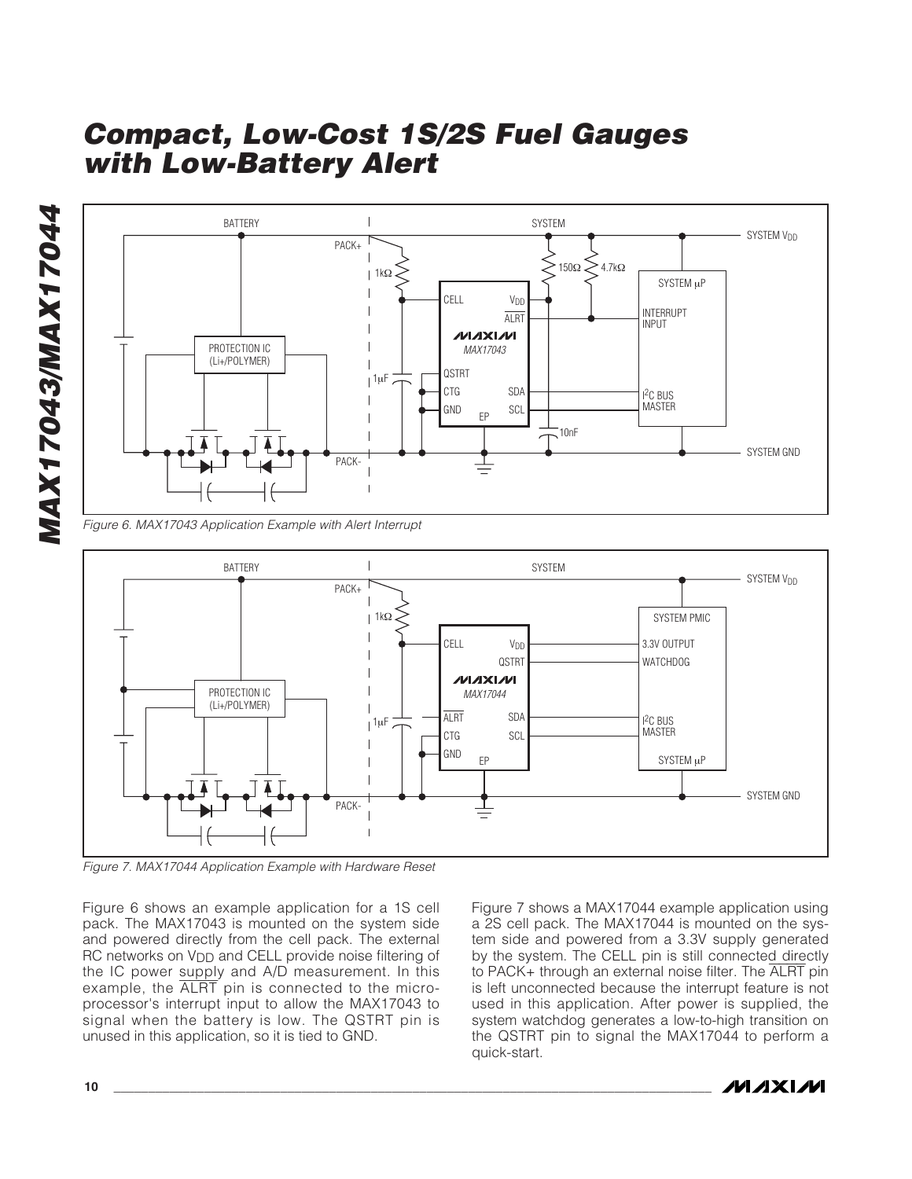Figure 6. MAX17043 Application Example with Alert Interrupt

Figure 7. MAX17044 Application Example with Hardware Reset

Figure 6 shows an example application for a 1S cell pack. The MAX17043 is mounted on the system side and powered directly from the cell pack. The external RC networks on $V_{DD}$ and CELL provide noise filtering of the IC power supply and A/D measurement. In this example, the $\overline{ALRT}$ pin is connected to the microprocessor's interrupt input to allow the MAX17043 to signal when the battery is low. The QSTRT pin is unused in this application, so it is tied to GND.

Figure 7 shows a MAX17044 example application using a 2S cell pack. The MAX17044 is mounted on the system side and powered from a 3.3V supply generated by the system. The CELL pin is still connected directly to PACK+ through an external noise filter. The $\overline{ALRT}$ pin is left unconnected because the interrupt feature is not used in this application. After power is supplied, the system watchdog generates a low-to-high transition on the QSTRT pin to signal the MAX17044 to perform a quick-start.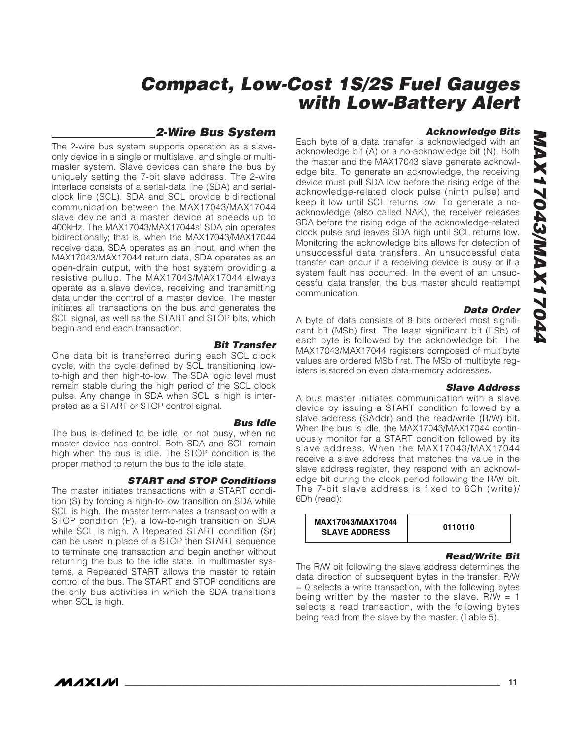## 2-Wire Bus System

The 2-wire bus system supports operation as a slave-only device in a single or multislave, and single or multi-master system. Slave devices can share the bus by uniquely setting the 7-bit slave address. The 2-wire interface consists of a serial-data line (SDA) and serial-clock line (SCL). SDA and SCL provide bidirectional communication between the MAX17043/MAX17044 slave device and a master device at speeds up to 400kHz. The MAX17043/MAX17044s' SDA pin operates bidirectionally; that is, when the MAX17043/MAX17044 receive data, SDA operates as an input, and when the MAX17043/MAX17044 return data, SDA operates as an open-drain output, with the host system providing a resistive pullup. The MAX17043/MAX17044 always operate as a slave device, receiving and transmitting data under the control of a master device. The master initiates all transactions on the bus and generates the SCL signal, as well as the START and STOP bits, which begin and end each transaction.

### Bit Transfer

One data bit is transferred during each SCL clock cycle, with the cycle defined by SCL transitioning low-to-high and then high-to-low. The SDA logic level must remain stable during the high period of the SCL clock pulse. Any change in SDA when SCL is high is interpreted as a START or STOP control signal.

### Bus Idle

The bus is defined to be idle, or not busy, when no master device has control. Both SDA and SCL remain high when the bus is idle. The STOP condition is the proper method to return the bus to the idle state.

### START and STOP Conditions

The master initiates transactions with a START condition (S) by forcing a high-to-low transition on SDA while SCL is high. The master terminates a transaction with a STOP condition (P), a low-to-high transition on SDA while SCL is high. A Repeated START condition (Sr) can be used in place of a STOP then START sequence to terminate one transaction and begin another without returning the bus to the idle state. In multimaster systems, a Repeated START allows the master to retain control of the bus. The START and STOP conditions are the only bus activities in which the SDA transitions when SCL is high.

### Acknowledge Bits

Each byte of a data transfer is acknowledged with an acknowledge bit (A) or a no-acknowledge bit (N). Both the master and the MAX17043 slave generate acknowledge bits. To generate an acknowledge, the receiving device must pull SDA low before the rising edge of the acknowledge-related clock pulse (ninth pulse) and keep it low until SCL returns low. To generate a no-acknowledge (also called NAK), the receiver releases SDA before the rising edge of the acknowledge-related clock pulse and leaves SDA high until SCL returns low. Monitoring the acknowledge bits allows for detection of unsuccessful data transfers. An unsuccessful data transfer can occur if a receiving device is busy or if a system fault has occurred. In the event of an unsuccessful data transfer, the bus master should reattempt communication.

### Data Order

A byte of data consists of 8 bits ordered most significant bit (MSb) first. The least significant bit (LSb) of each byte is followed by the acknowledge bit. The MAX17043/MAX17044 registers composed of multibyte values are ordered MSb first. The MSb of multibyte registers is stored on even data-memory addresses.

### Slave Address

A bus master initiates communication with a slave device by issuing a START condition followed by a slave address (SAddr) and the read/write (R/W) bit. When the bus is idle, the MAX17043/MAX17044 continuously monitor for a START condition followed by its slave address. When the MAX17043/MAX17044 receive a slave address that matches the value in the slave address register, they respond with an acknowledge bit during the clock period following the R/W bit. The 7-bit slave address is fixed to 6Ch (write)/ 6Dh (read):

| MAX17043/MAX17044 SLAVE ADDRESS | 0110110 |
|---|---|

### Read/Write Bit

The R/W bit following the slave address determines the data direction of subsequent bytes in the transfer. R/W = 0 selects a write transaction, with the following bytes being written by the master to the slave. R/W = 1 selects a read transaction, with the following bytes being read from the slave by the master. (Table 5).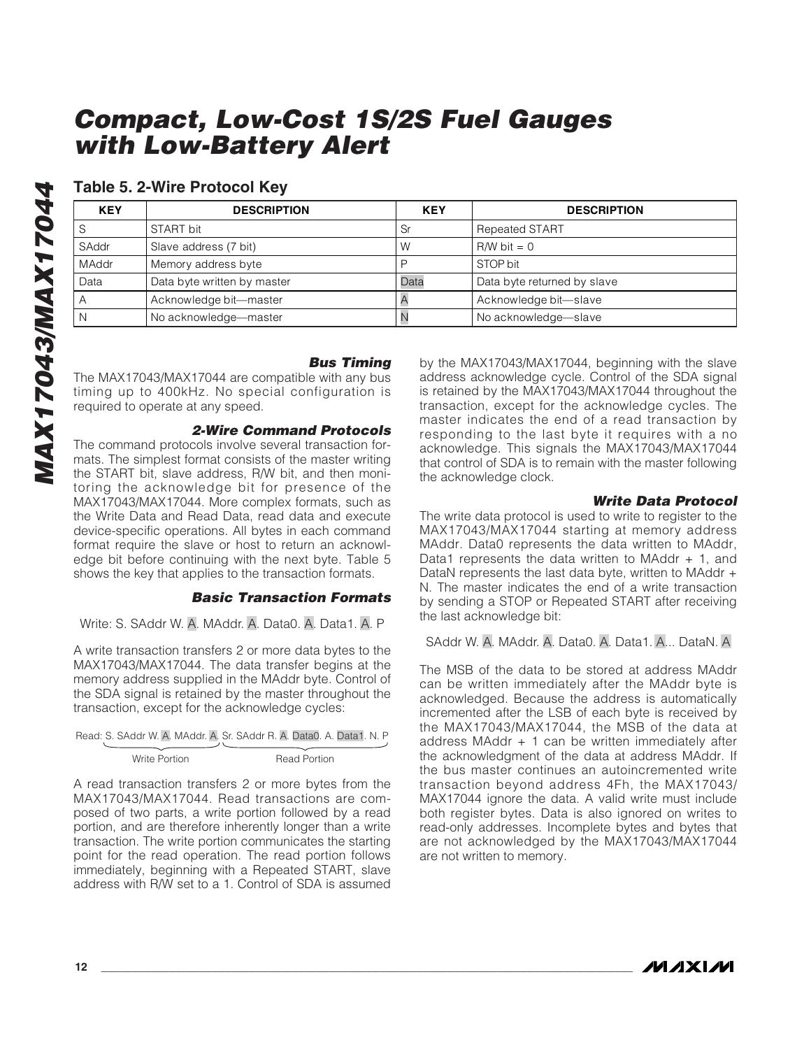### Table 5. 2-Wire Protocol Key

| KEY | DESCRIPTION | KEY | DESCRIPTION |
|---|---|---|---|
| S | START bit | Sr | Repeated START |
| SAddr | Slave address (7 bit) | W | R/W bit = 0 |
| MAddr | Memory address byte | P | STOP bit |
| Data | Data byte written by master | Data | Data byte returned by slave |
| A | Acknowledge bit—master | A | Acknowledge bit—slave |
| N | No acknowledge—master | N | No acknowledge—slave |

### *Bus Timing*

The MAX17043/MAX17044 are compatible with any bus timing up to 400kHz. No special configuration is required to operate at any speed.

### *2-Wire Command Protocols*

The command protocols involve several transaction formats. The simplest format consists of the master writing the START bit, slave address, R/W bit, and then monitoring the acknowledge bit for presence of the MAX17043/MAX17044. More complex formats, such as the Write Data and Read Data, read data and execute device-specific operations. All bytes in each command format require the slave or host to return an acknowledge bit before continuing with the next byte. Table 5 shows the key that applies to the transaction formats.

### *Basic Transaction Formats*

Write: S. SAddr W. A. MAddr. A. Data0. A. Data1. A. P

A write transaction transfers 2 or more data bytes to the MAX17043/MAX17044. The data transfer begins at the memory address supplied in the MAddr byte. Control of the SDA signal is retained by the master throughout the transaction, except for the acknowledge cycles:

Read: S. SAddr W. A. MAddr. A. Sr. SAddr R. A. Data0. A. Data1. N. P

Write Portion (S. SAddr W. A. MAddr. A.) — Read Portion (Sr. SAddr R. A. Data0. A. Data1. N. P)

A read transaction transfers 2 or more bytes from the MAX17043/MAX17044. Read transactions are composed of two parts, a write portion followed by a read portion, and are therefore inherently longer than a write transaction. The write portion communicates the starting point for the read operation. The read portion follows immediately, beginning with a Repeated START, slave address with R/W set to a 1. Control of SDA is assumed by the MAX17043/MAX17044, beginning with the slave address acknowledge cycle. Control of the SDA signal is retained by the MAX17043/MAX17044 throughout the transaction, except for the acknowledge cycles. The master indicates the end of a read transaction by responding to the last byte it requires with a no acknowledge. This signals the MAX17043/MAX17044 that control of SDA is to remain with the master following the acknowledge clock.

### *Write Data Protocol*

The write data protocol is used to write to register to the MAX17043/MAX17044 starting at memory address MAddr. Data0 represents the data written to MAddr, Data1 represents the data written to MAddr + 1, and DataN represents the last data byte, written to MAddr + N. The master indicates the end of a write transaction by sending a STOP or Repeated START after receiving the last acknowledge bit:

SAddr W. A. MAddr. A. Data0. A. Data1. A... DataN. A

The MSB of the data to be stored at address MAddr can be written immediately after the MAddr byte is acknowledged. Because the address is automatically incremented after the LSB of each byte is received by the MAX17043/MAX17044, the MSB of the data at address MAddr + 1 can be written immediately after the acknowledgment of the data at address MAddr. If the bus master continues an autoincremented write transaction beyond address 4Fh, the MAX17043/MAX17044 ignore the data. A valid write must include both register bytes. Data is also ignored on writes to read-only addresses. Incomplete bytes and bytes that are not acknowledged by the MAX17043/MAX17044 are not written to memory.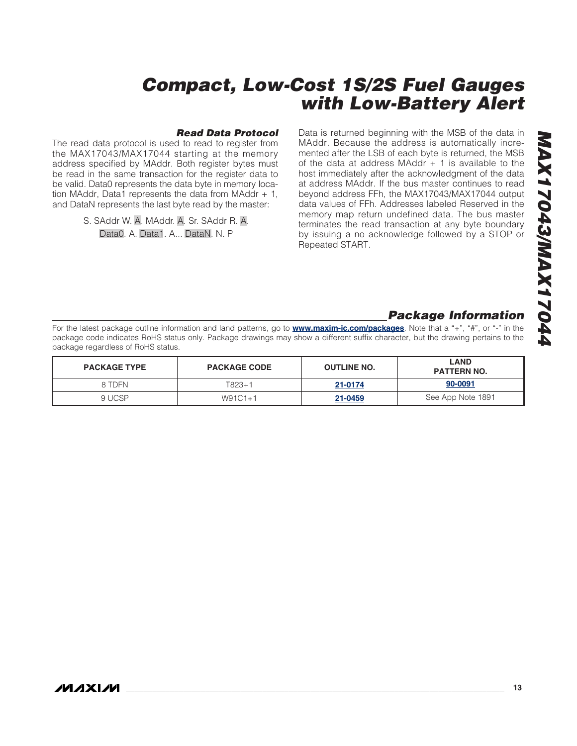### Read Data Protocol

The read data protocol is used to read to register from the MAX17043/MAX17044 starting at the memory address specified by MAddr. Both register bytes must be read in the same transaction for the register data to be valid. Data0 represents the data byte in memory location MAddr, Data1 represents the data from MAddr + 1, and DataN represents the last byte read by the master:

S. SAddr W. A. MAddr. A. Sr. SAddr R. A. Data0. A. Data1. A... DataN. N. P

Data is returned beginning with the MSB of the data in MAddr. Because the address is automatically incremented after the LSB of each byte is returned, the MSB of the data at address MAddr + 1 is available to the host immediately after the acknowledgment of the data at address MAddr. If the bus master continues to read beyond address FFh, the MAX17043/MAX17044 output data values of FFh. Addresses labeled Reserved in the memory map return undefined data. The bus master terminates the read transaction at any byte boundary by issuing a no acknowledge followed by a STOP or Repeated START.

## Package Information

For the latest package outline information and land patterns, go to **www.maxim-ic.com/packages**. Note that a "+", "#", or "-" in the package code indicates RoHS status only. Package drawings may show a different suffix character, but the drawing pertains to the package regardless of RoHS status.

| PACKAGE TYPE | PACKAGE CODE | OUTLINE NO. | LAND PATTERN NO. |
|---|---|---|---|
| 8 TDFN | T823+1 | 21-0174 | 90-0091 |
| 9 UCSP | W91C1+1 | 21-0459 | See App Note 1891 |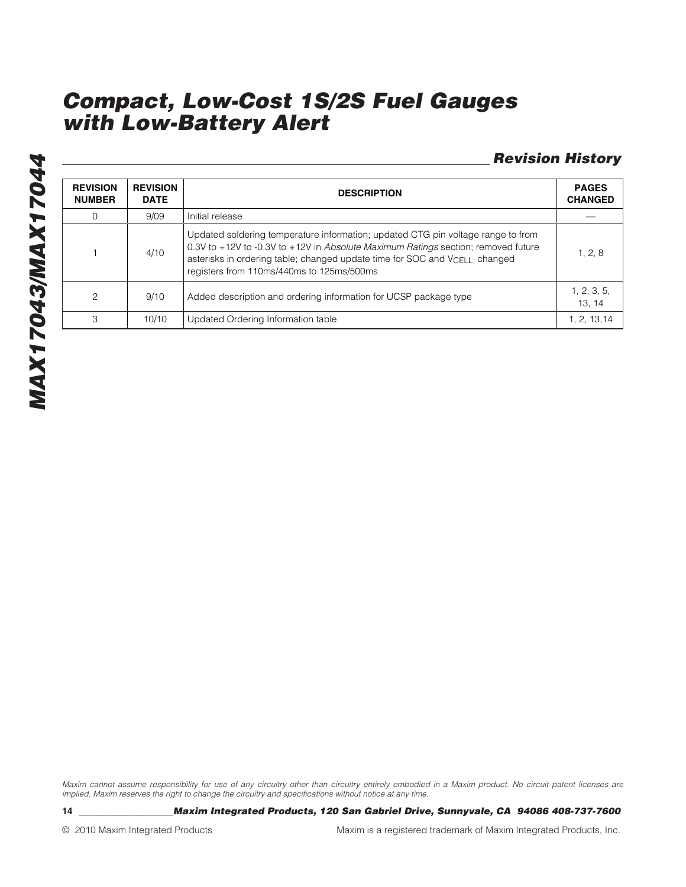## Revision History

| REVISION NUMBER | REVISION DATE | DESCRIPTION | PAGES CHANGED |
|---|---|---|---|
| 0 | 9/09 | Initial release | — |
| 1 | 4/10 | Updated soldering temperature information; updated CTG pin voltage range to from 0.3V to +12V to -0.3V to +12V in *Absolute Maximum Ratings* section; removed future asterisks in ordering table; changed update time for SOC and $V_{CELL}$; changed registers from 110ms/440ms to 125ms/500ms | 1, 2, 8 |
| 2 | 9/10 | Added description and ordering information for UCSP package type | 1, 2, 3, 5, 13, 14 |
| 3 | 10/10 | Updated Ordering Information table | 1, 2, 13,14 |

*Maxim cannot assume responsibility for use of any circuitry other than circuitry entirely embodied in a Maxim product. No circuit patent licenses are implied. Maxim reserves the right to change the circuitry and specifications without notice at any time.*

***Maxim Integrated Products, 120 San Gabriel Drive, Sunnyvale, CA 94086 408-737-7600***

© 2010 Maxim Integrated Products

Maxim is a registered trademark of Maxim Integrated Products, Inc.